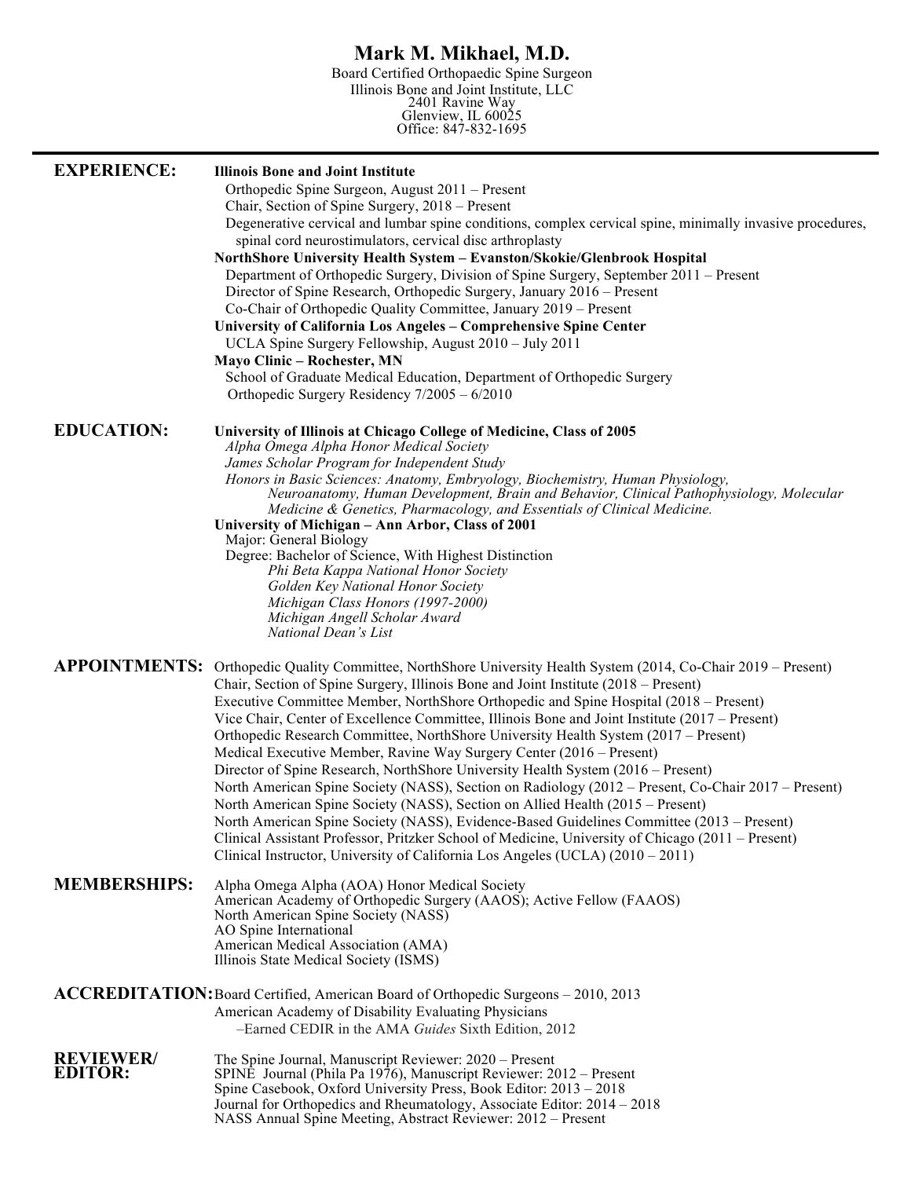# Mark M. Mikhael, M.D.

Board Certified Orthopaedic Spine Surgeon
Illinois Bone and Joint Institute, LLC
2401 Ravine Way
Glenview, IL 60025
Office: 847-832-1695

---

## EXPERIENCE:

**Illinois Bone and Joint Institute**
Orthopedic Spine Surgeon, August 2011 – Present
Chair, Section of Spine Surgery, 2018 – Present
Degenerative cervical and lumbar spine conditions, complex cervical spine, minimally invasive procedures, spinal cord neurostimulators, cervical disc arthroplasty

**NorthShore University Health System – Evanston/Skokie/Glenbrook Hospital**
Department of Orthopedic Surgery, Division of Spine Surgery, September 2011 – Present
Director of Spine Research, Orthopedic Surgery, January 2016 – Present
Co-Chair of Orthopedic Quality Committee, January 2019 – Present

**University of California Los Angeles – Comprehensive Spine Center**
UCLA Spine Surgery Fellowship, August 2010 – July 2011

**Mayo Clinic – Rochester, MN**
School of Graduate Medical Education, Department of Orthopedic Surgery
Orthopedic Surgery Residency 7/2005 – 6/2010

## EDUCATION:

**University of Illinois at Chicago College of Medicine, Class of 2005**
*Alpha Omega Alpha Honor Medical Society*
*James Scholar Program for Independent Study*
*Honors in Basic Sciences: Anatomy, Embryology, Biochemistry, Human Physiology, Neuroanatomy, Human Development, Brain and Behavior, Clinical Pathophysiology, Molecular Medicine & Genetics, Pharmacology, and Essentials of Clinical Medicine.*

**University of Michigan – Ann Arbor, Class of 2001**
Major: General Biology
Degree: Bachelor of Science, With Highest Distinction
*Phi Beta Kappa National Honor Society*
*Golden Key National Honor Society*
*Michigan Class Honors (1997-2000)*
*Michigan Angell Scholar Award*
*National Dean's List*

## APPOINTMENTS:

Orthopedic Quality Committee, NorthShore University Health System (2014, Co-Chair 2019 – Present)
Chair, Section of Spine Surgery, Illinois Bone and Joint Institute (2018 – Present)
Executive Committee Member, NorthShore Orthopedic and Spine Hospital (2018 – Present)
Vice Chair, Center of Excellence Committee, Illinois Bone and Joint Institute (2017 – Present)
Orthopedic Research Committee, NorthShore University Health System (2017 – Present)
Medical Executive Member, Ravine Way Surgery Center (2016 – Present)
Director of Spine Research, NorthShore University Health System (2016 – Present)
North American Spine Society (NASS), Section on Radiology (2012 – Present, Co-Chair 2017 – Present)
North American Spine Society (NASS), Section on Allied Health (2015 – Present)
North American Spine Society (NASS), Evidence-Based Guidelines Committee (2013 – Present)
Clinical Assistant Professor, Pritzker School of Medicine, University of Chicago (2011 – Present)
Clinical Instructor, University of California Los Angeles (UCLA) (2010 – 2011)

## MEMBERSHIPS:

Alpha Omega Alpha (AOA) Honor Medical Society
American Academy of Orthopedic Surgery (AAOS); Active Fellow (FAAOS)
North American Spine Society (NASS)
AO Spine International
American Medical Association (AMA)
Illinois State Medical Society (ISMS)

## ACCREDITATION:

Board Certified, American Board of Orthopedic Surgeons – 2010, 2013
American Academy of Disability Evaluating Physicians
–Earned CEDIR in the AMA *Guides* Sixth Edition, 2012

## REVIEWER/ EDITOR:

The Spine Journal, Manuscript Reviewer: 2020 – Present
SPINE Journal (Phila Pa 1976), Manuscript Reviewer: 2012 – Present
Spine Casebook, Oxford University Press, Book Editor: 2013 – 2018
Journal for Orthopedics and Rheumatology, Associate Editor: 2014 – 2018
NASS Annual Spine Meeting, Abstract Reviewer: 2012 – Present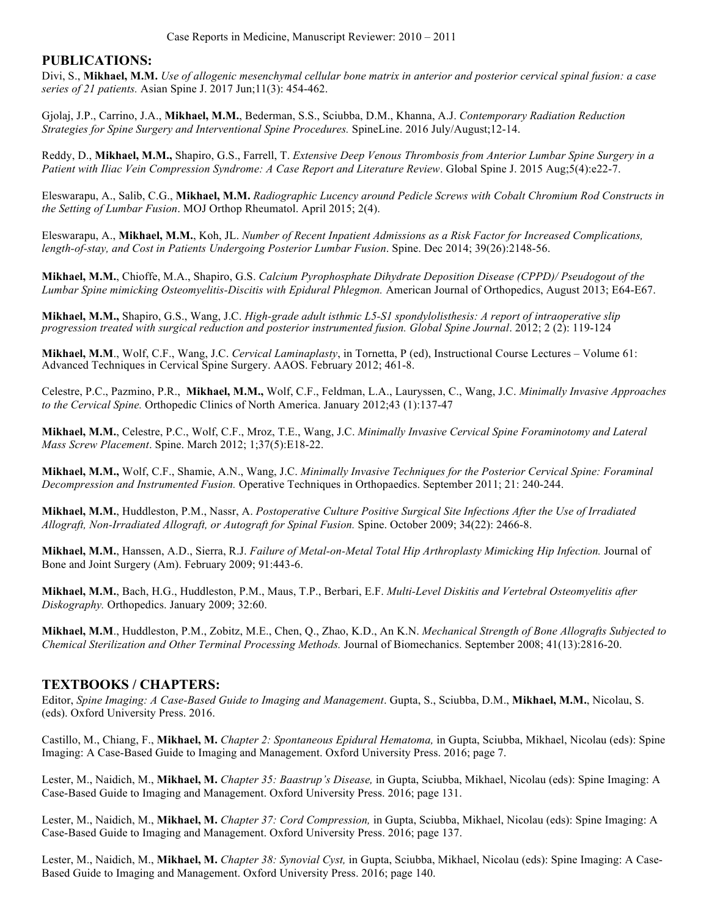Case Reports in Medicine, Manuscript Reviewer: 2010 – 2011

## PUBLICATIONS:

Divi, S., **Mikhael, M.M.** *Use of allogenic mesenchymal cellular bone matrix in anterior and posterior cervical spinal fusion: a case series of 21 patients.* Asian Spine J. 2017 Jun;11(3): 454-462.

Gjolaj, J.P., Carrino, J.A., **Mikhael, M.M.**, Bederman, S.S., Sciubba, D.M., Khanna, A.J. *Contemporary Radiation Reduction Strategies for Spine Surgery and Interventional Spine Procedures.* SpineLine. 2016 July/August;12-14.

Reddy, D., **Mikhael, M.M.,** Shapiro, G.S., Farrell, T. *Extensive Deep Venous Thrombosis from Anterior Lumbar Spine Surgery in a Patient with Iliac Vein Compression Syndrome: A Case Report and Literature Review*. Global Spine J. 2015 Aug;5(4):e22-7.

Eleswarapu, A., Salib, C.G., **Mikhael, M.M.** *Radiographic Lucency around Pedicle Screws with Cobalt Chromium Rod Constructs in the Setting of Lumbar Fusion*. MOJ Orthop Rheumatol. April 2015; 2(4).

Eleswarapu, A., **Mikhael, M.M.**, Koh, JL. *Number of Recent Inpatient Admissions as a Risk Factor for Increased Complications, length-of-stay, and Cost in Patients Undergoing Posterior Lumbar Fusion*. Spine. Dec 2014; 39(26):2148-56.

**Mikhael, M.M.**, Chioffe, M.A., Shapiro, G.S. *Calcium Pyrophosphate Dihydrate Deposition Disease (CPPD)/ Pseudogout of the Lumbar Spine mimicking Osteomyelitis-Discitis with Epidural Phlegmon.* American Journal of Orthopedics, August 2013; E64-E67.

**Mikhael, M.M.,** Shapiro, G.S., Wang, J.C. *High-grade adult isthmic L5-S1 spondylolisthesis: A report of intraoperative slip progression treated with surgical reduction and posterior instrumented fusion. Global Spine Journal*. 2012; 2 (2): 119-124

**Mikhael, M.M**., Wolf, C.F., Wang, J.C. *Cervical Laminaplasty*, in Tornetta, P (ed), Instructional Course Lectures – Volume 61: Advanced Techniques in Cervical Spine Surgery. AAOS. February 2012; 461-8.

Celestre, P.C., Pazmino, P.R., **Mikhael, M.M.,** Wolf, C.F., Feldman, L.A., Lauryssen, C., Wang, J.C. *Minimally Invasive Approaches to the Cervical Spine.* Orthopedic Clinics of North America. January 2012;43 (1):137-47

**Mikhael, M.M.**, Celestre, P.C., Wolf, C.F., Mroz, T.E., Wang, J.C. *Minimally Invasive Cervical Spine Foraminotomy and Lateral Mass Screw Placement*. Spine. March 2012; 1;37(5):E18-22.

**Mikhael, M.M.,** Wolf, C.F., Shamie, A.N., Wang, J.C. *Minimally Invasive Techniques for the Posterior Cervical Spine: Foraminal Decompression and Instrumented Fusion.* Operative Techniques in Orthopaedics. September 2011; 21: 240-244.

**Mikhael, M.M.**, Huddleston, P.M., Nassr, A. *Postoperative Culture Positive Surgical Site Infections After the Use of Irradiated Allograft, Non-Irradiated Allograft, or Autograft for Spinal Fusion.* Spine. October 2009; 34(22): 2466-8.

**Mikhael, M.M.**, Hanssen, A.D., Sierra, R.J. *Failure of Metal-on-Metal Total Hip Arthroplasty Mimicking Hip Infection.* Journal of Bone and Joint Surgery (Am). February 2009; 91:443-6.

**Mikhael, M.M.**, Bach, H.G., Huddleston, P.M., Maus, T.P., Berbari, E.F. *Multi-Level Diskitis and Vertebral Osteomyelitis after Diskography.* Orthopedics. January 2009; 32:60.

**Mikhael, M.M**., Huddleston, P.M., Zobitz, M.E., Chen, Q., Zhao, K.D., An K.N. *Mechanical Strength of Bone Allografts Subjected to Chemical Sterilization and Other Terminal Processing Methods.* Journal of Biomechanics. September 2008; 41(13):2816-20.

## TEXTBOOKS / CHAPTERS:

Editor, *Spine Imaging: A Case-Based Guide to Imaging and Management*. Gupta, S., Sciubba, D.M., **Mikhael, M.M.**, Nicolau, S. (eds). Oxford University Press. 2016.

Castillo, M., Chiang, F., **Mikhael, M.** *Chapter 2: Spontaneous Epidural Hematoma,* in Gupta, Sciubba, Mikhael, Nicolau (eds): Spine Imaging: A Case-Based Guide to Imaging and Management. Oxford University Press. 2016; page 7.

Lester, M., Naidich, M., **Mikhael, M.** *Chapter 35: Baastrup's Disease,* in Gupta, Sciubba, Mikhael, Nicolau (eds): Spine Imaging: A Case-Based Guide to Imaging and Management. Oxford University Press. 2016; page 131.

Lester, M., Naidich, M., **Mikhael, M.** *Chapter 37: Cord Compression,* in Gupta, Sciubba, Mikhael, Nicolau (eds): Spine Imaging: A Case-Based Guide to Imaging and Management. Oxford University Press. 2016; page 137.

Lester, M., Naidich, M., **Mikhael, M.** *Chapter 38: Synovial Cyst,* in Gupta, Sciubba, Mikhael, Nicolau (eds): Spine Imaging: A Case-Based Guide to Imaging and Management. Oxford University Press. 2016; page 140.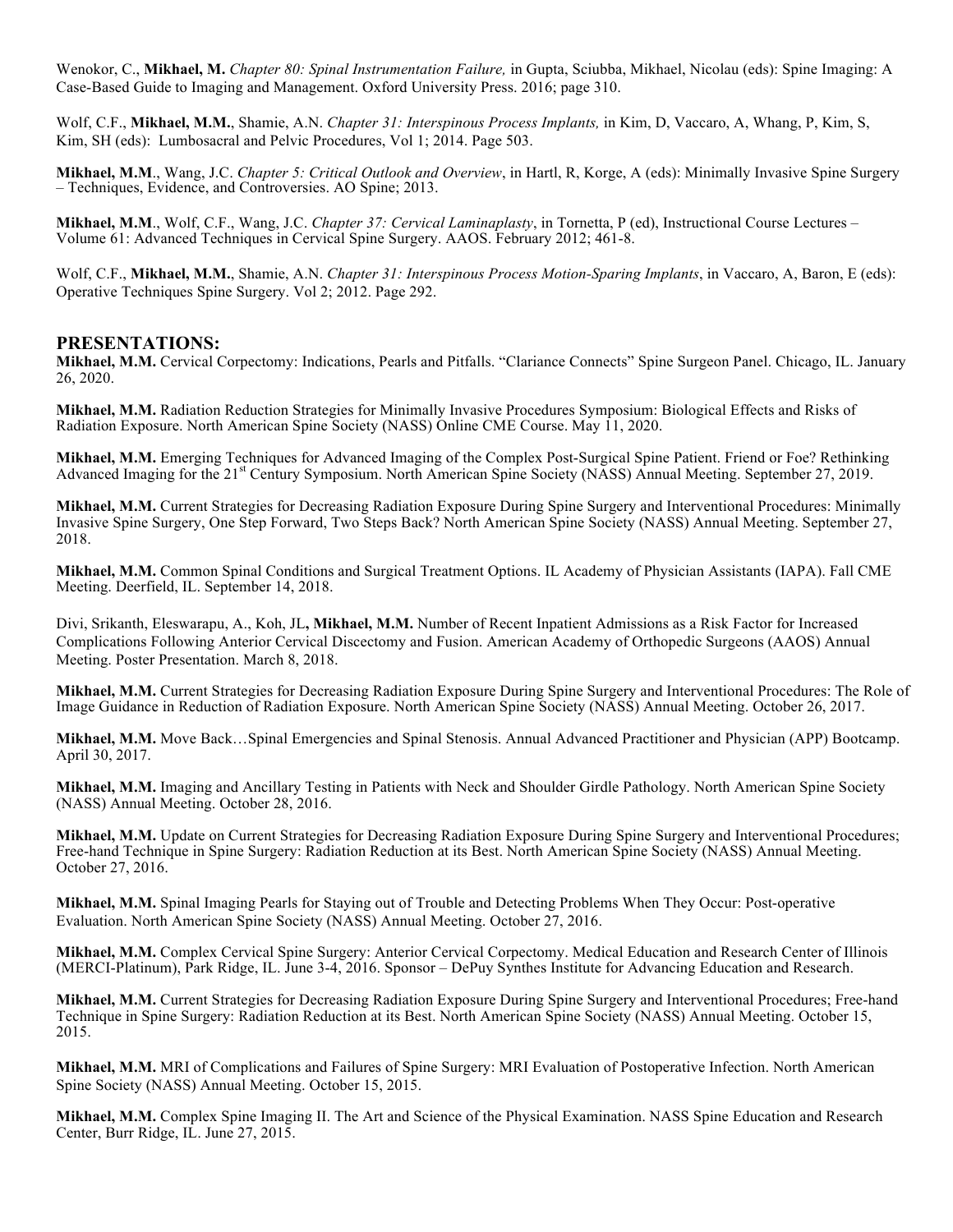Wenokor, C., **Mikhael, M.** *Chapter 80: Spinal Instrumentation Failure,* in Gupta, Sciubba, Mikhael, Nicolau (eds): Spine Imaging: A Case-Based Guide to Imaging and Management. Oxford University Press. 2016; page 310.

Wolf, C.F., **Mikhael, M.M.**, Shamie, A.N. *Chapter 31: Interspinous Process Implants,* in Kim, D, Vaccaro, A, Whang, P, Kim, S, Kim, SH (eds): Lumbosacral and Pelvic Procedures, Vol 1; 2014. Page 503.

**Mikhael, M.M**., Wang, J.C. *Chapter 5: Critical Outlook and Overview*, in Hartl, R, Korge, A (eds): Minimally Invasive Spine Surgery – Techniques, Evidence, and Controversies. AO Spine; 2013.

**Mikhael, M.M**., Wolf, C.F., Wang, J.C. *Chapter 37: Cervical Laminaplasty*, in Tornetta, P (ed), Instructional Course Lectures – Volume 61: Advanced Techniques in Cervical Spine Surgery. AAOS. February 2012; 461-8.

Wolf, C.F., **Mikhael, M.M.**, Shamie, A.N. *Chapter 31: Interspinous Process Motion-Sparing Implants*, in Vaccaro, A, Baron, E (eds): Operative Techniques Spine Surgery. Vol 2; 2012. Page 292.

## PRESENTATIONS:

**Mikhael, M.M.** Cervical Corpectomy: Indications, Pearls and Pitfalls. "Clariance Connects" Spine Surgeon Panel. Chicago, IL. January 26, 2020.

**Mikhael, M.M.** Radiation Reduction Strategies for Minimally Invasive Procedures Symposium: Biological Effects and Risks of Radiation Exposure. North American Spine Society (NASS) Online CME Course. May 11, 2020.

**Mikhael, M.M.** Emerging Techniques for Advanced Imaging of the Complex Post-Surgical Spine Patient. Friend or Foe? Rethinking Advanced Imaging for the 21st Century Symposium. North American Spine Society (NASS) Annual Meeting. September 27, 2019.

**Mikhael, M.M.** Current Strategies for Decreasing Radiation Exposure During Spine Surgery and Interventional Procedures: Minimally Invasive Spine Surgery, One Step Forward, Two Steps Back? North American Spine Society (NASS) Annual Meeting. September 27, 2018.

**Mikhael, M.M.** Common Spinal Conditions and Surgical Treatment Options. IL Academy of Physician Assistants (IAPA). Fall CME Meeting. Deerfield, IL. September 14, 2018.

Divi, Srikanth, Eleswarapu, A., Koh, JL**, Mikhael, M.M.** Number of Recent Inpatient Admissions as a Risk Factor for Increased Complications Following Anterior Cervical Discectomy and Fusion. American Academy of Orthopedic Surgeons (AAOS) Annual Meeting. Poster Presentation. March 8, 2018.

**Mikhael, M.M.** Current Strategies for Decreasing Radiation Exposure During Spine Surgery and Interventional Procedures: The Role of Image Guidance in Reduction of Radiation Exposure. North American Spine Society (NASS) Annual Meeting. October 26, 2017.

**Mikhael, M.M.** Move Back…Spinal Emergencies and Spinal Stenosis. Annual Advanced Practitioner and Physician (APP) Bootcamp. April 30, 2017.

**Mikhael, M.M.** Imaging and Ancillary Testing in Patients with Neck and Shoulder Girdle Pathology. North American Spine Society (NASS) Annual Meeting. October 28, 2016.

**Mikhael, M.M.** Update on Current Strategies for Decreasing Radiation Exposure During Spine Surgery and Interventional Procedures; Free-hand Technique in Spine Surgery: Radiation Reduction at its Best. North American Spine Society (NASS) Annual Meeting. October 27, 2016.

**Mikhael, M.M.** Spinal Imaging Pearls for Staying out of Trouble and Detecting Problems When They Occur: Post-operative Evaluation. North American Spine Society (NASS) Annual Meeting. October 27, 2016.

**Mikhael, M.M.** Complex Cervical Spine Surgery: Anterior Cervical Corpectomy. Medical Education and Research Center of Illinois (MERCI-Platinum), Park Ridge, IL. June 3-4, 2016. Sponsor – DePuy Synthes Institute for Advancing Education and Research.

**Mikhael, M.M.** Current Strategies for Decreasing Radiation Exposure During Spine Surgery and Interventional Procedures; Free-hand Technique in Spine Surgery: Radiation Reduction at its Best. North American Spine Society (NASS) Annual Meeting. October 15, 2015.

**Mikhael, M.M.** MRI of Complications and Failures of Spine Surgery: MRI Evaluation of Postoperative Infection. North American Spine Society (NASS) Annual Meeting. October 15, 2015.

**Mikhael, M.M.** Complex Spine Imaging II. The Art and Science of the Physical Examination. NASS Spine Education and Research Center, Burr Ridge, IL. June 27, 2015.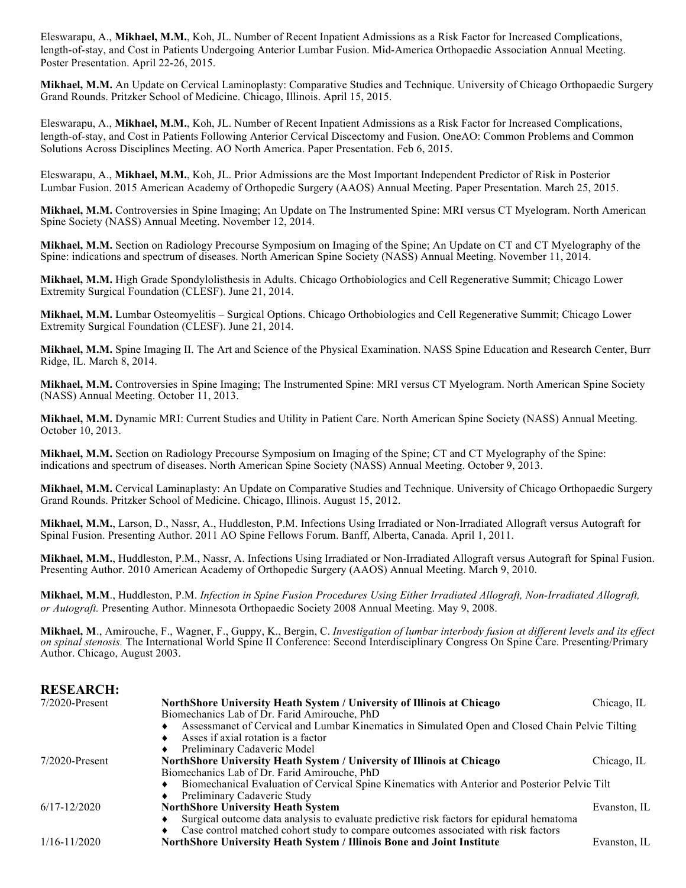Eleswarapu, A., **Mikhael, M.M.**, Koh, JL. Number of Recent Inpatient Admissions as a Risk Factor for Increased Complications, length-of-stay, and Cost in Patients Undergoing Anterior Lumbar Fusion. Mid-America Orthopaedic Association Annual Meeting. Poster Presentation. April 22-26, 2015.

**Mikhael, M.M.** An Update on Cervical Laminoplasty: Comparative Studies and Technique. University of Chicago Orthopaedic Surgery Grand Rounds. Pritzker School of Medicine. Chicago, Illinois. April 15, 2015.

Eleswarapu, A., **Mikhael, M.M.**, Koh, JL. Number of Recent Inpatient Admissions as a Risk Factor for Increased Complications, length-of-stay, and Cost in Patients Following Anterior Cervical Discectomy and Fusion. OneAO: Common Problems and Common Solutions Across Disciplines Meeting. AO North America. Paper Presentation. Feb 6, 2015.

Eleswarapu, A., **Mikhael, M.M.**, Koh, JL. Prior Admissions are the Most Important Independent Predictor of Risk in Posterior Lumbar Fusion. 2015 American Academy of Orthopedic Surgery (AAOS) Annual Meeting. Paper Presentation. March 25, 2015.

**Mikhael, M.M.** Controversies in Spine Imaging; An Update on The Instrumented Spine: MRI versus CT Myelogram. North American Spine Society (NASS) Annual Meeting. November 12, 2014.

**Mikhael, M.M.** Section on Radiology Precourse Symposium on Imaging of the Spine; An Update on CT and CT Myelography of the Spine: indications and spectrum of diseases. North American Spine Society (NASS) Annual Meeting. November 11, 2014.

**Mikhael, M.M.** High Grade Spondylolisthesis in Adults. Chicago Orthobiologics and Cell Regenerative Summit; Chicago Lower Extremity Surgical Foundation (CLESF). June 21, 2014.

**Mikhael, M.M.** Lumbar Osteomyelitis – Surgical Options. Chicago Orthobiologics and Cell Regenerative Summit; Chicago Lower Extremity Surgical Foundation (CLESF). June 21, 2014.

**Mikhael, M.M.** Spine Imaging II. The Art and Science of the Physical Examination. NASS Spine Education and Research Center, Burr Ridge, IL. March 8, 2014.

**Mikhael, M.M.** Controversies in Spine Imaging; The Instrumented Spine: MRI versus CT Myelogram. North American Spine Society (NASS) Annual Meeting. October 11, 2013.

**Mikhael, M.M.** Dynamic MRI: Current Studies and Utility in Patient Care. North American Spine Society (NASS) Annual Meeting. October 10, 2013.

**Mikhael, M.M.** Section on Radiology Precourse Symposium on Imaging of the Spine; CT and CT Myelography of the Spine: indications and spectrum of diseases. North American Spine Society (NASS) Annual Meeting. October 9, 2013.

**Mikhael, M.M.** Cervical Laminaplasty: An Update on Comparative Studies and Technique. University of Chicago Orthopaedic Surgery Grand Rounds. Pritzker School of Medicine. Chicago, Illinois. August 15, 2012.

**Mikhael, M.M.**, Larson, D., Nassr, A., Huddleston, P.M. Infections Using Irradiated or Non-Irradiated Allograft versus Autograft for Spinal Fusion. Presenting Author. 2011 AO Spine Fellows Forum. Banff, Alberta, Canada. April 1, 2011.

**Mikhael, M.M.**, Huddleston, P.M., Nassr, A. Infections Using Irradiated or Non-Irradiated Allograft versus Autograft for Spinal Fusion. Presenting Author. 2010 American Academy of Orthopedic Surgery (AAOS) Annual Meeting. March 9, 2010.

**Mikhael, M.M**., Huddleston, P.M. *Infection in Spine Fusion Procedures Using Either Irradiated Allograft, Non-Irradiated Allograft, or Autograft.* Presenting Author. Minnesota Orthopaedic Society 2008 Annual Meeting. May 9, 2008.

**Mikhael, M**., Amirouche, F., Wagner, F., Guppy, K., Bergin, C. *Investigation of lumbar interbody fusion at different levels and its effect on spinal stenosis.* The International World Spine II Conference: Second Interdisciplinary Congress On Spine Care. Presenting/Primary Author. Chicago, August 2003.

## RESEARCH:

7/2020-Present — **NorthShore University Heath System / University of Illinois at Chicago** — Chicago, IL
Biomechanics Lab of Dr. Farid Amirouche, PhD
- Assessmanet of Cervical and Lumbar Kinematics in Simulated Open and Closed Chain Pelvic Tilting
- Asses if axial rotation is a factor
- Preliminary Cadaveric Model

7/2020-Present — **NorthShore University Heath System / University of Illinois at Chicago** — Chicago, IL
Biomechanics Lab of Dr. Farid Amirouche, PhD
- Biomechanical Evaluation of Cervical Spine Kinematics with Anterior and Posterior Pelvic Tilt
- Preliminary Cadaveric Study

6/17-12/2020 — **NorthShore University Heath System** — Evanston, IL
- Surgical outcome data analysis to evaluate predictive risk factors for epidural hematoma
- Case control matched cohort study to compare outcomes associated with risk factors

1/16-11/2020 — **NorthShore University Heath System / Illinois Bone and Joint Institute** — Evanston, IL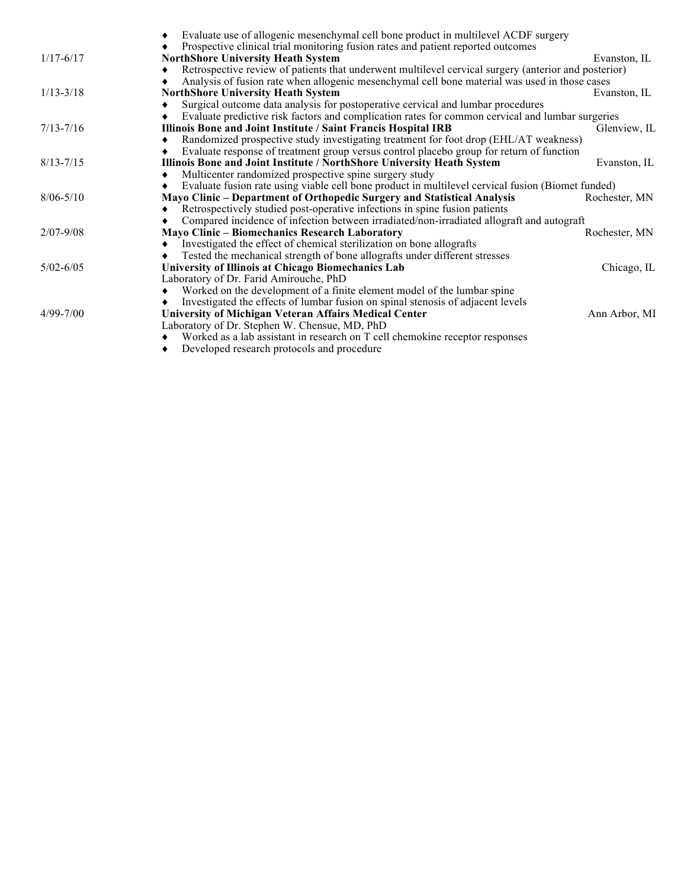- Evaluate use of allogenic mesenchymal cell bone product in multilevel ACDF surgery
- Prospective clinical trial monitoring fusion rates and patient reported outcomes

1/17-6/17 **NorthShore University Heath System** Evanston, IL

- Retrospective review of patients that underwent multilevel cervical surgery (anterior and posterior)
- Analysis of fusion rate when allogenic mesenchymal cell bone material was used in those cases

1/13-3/18 **NorthShore University Heath System** Evanston, IL

- Surgical outcome data analysis for postoperative cervical and lumbar procedures
- Evaluate predictive risk factors and complication rates for common cervical and lumbar surgeries

7/13-7/16 **Illinois Bone and Joint Institute / Saint Francis Hospital IRB** Glenview, IL

- Randomized prospective study investigating treatment for foot drop (EHL/AT weakness)
- Evaluate response of treatment group versus control placebo group for return of function

8/13-7/15 **Illinois Bone and Joint Institute / NorthShore University Heath System** Evanston, IL

- Multicenter randomized prospective spine surgery study
- Evaluate fusion rate using viable cell bone product in multilevel cervical fusion (Biomet funded)

8/06-5/10 **Mayo Clinic – Department of Orthopedic Surgery and Statistical Analysis** Rochester, MN

- Retrospectively studied post-operative infections in spine fusion patients
- Compared incidence of infection between irradiated/non-irradiated allograft and autograft

2/07-9/08 **Mayo Clinic – Biomechanics Research Laboratory** Rochester, MN

- Investigated the effect of chemical sterilization on bone allografts
- Tested the mechanical strength of bone allografts under different stresses

5/02-6/05 **University of Illinois at Chicago Biomechanics Lab** Chicago, IL

Laboratory of Dr. Farid Amirouche, PhD

- Worked on the development of a finite element model of the lumbar spine
- Investigated the effects of lumbar fusion on spinal stenosis of adjacent levels

4/99-7/00 **University of Michigan Veteran Affairs Medical Center** Ann Arbor, MI

Laboratory of Dr. Stephen W. Chensue, MD, PhD

- Worked as a lab assistant in research on T cell chemokine receptor responses
- Developed research protocols and procedure